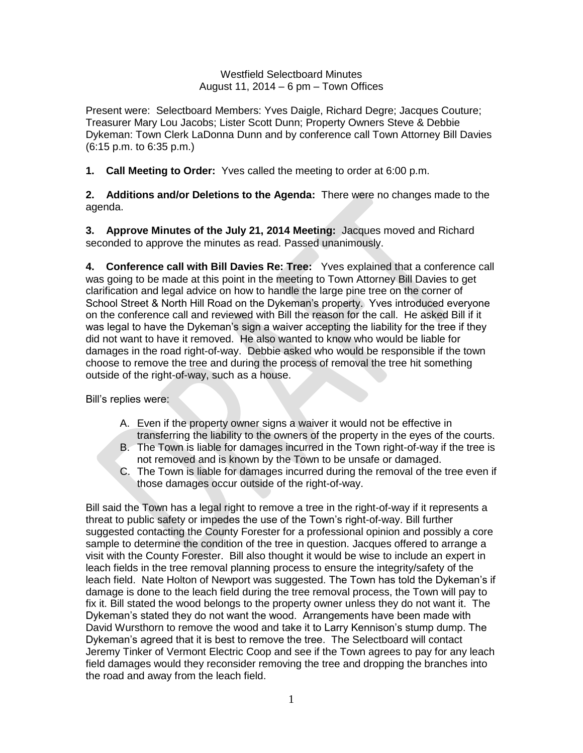Westfield Selectboard Minutes
August 11, 2014 – 6 pm – Town Offices

Present were: Selectboard Members: Yves Daigle, Richard Degre; Jacques Couture; Treasurer Mary Lou Jacobs; Lister Scott Dunn; Property Owners Steve & Debbie Dykeman: Town Clerk LaDonna Dunn and by conference call Town Attorney Bill Davies (6:15 p.m. to 6:35 p.m.)

**1. Call Meeting to Order:** Yves called the meeting to order at 6:00 p.m.

**2. Additions and/or Deletions to the Agenda:** There were no changes made to the agenda.

**3. Approve Minutes of the July 21, 2014 Meeting:** Jacques moved and Richard seconded to approve the minutes as read. Passed unanimously.

**4. Conference call with Bill Davies Re: Tree:** Yves explained that a conference call was going to be made at this point in the meeting to Town Attorney Bill Davies to get clarification and legal advice on how to handle the large pine tree on the corner of School Street & North Hill Road on the Dykeman's property. Yves introduced everyone on the conference call and reviewed with Bill the reason for the call. He asked Bill if it was legal to have the Dykeman's sign a waiver accepting the liability for the tree if they did not want to have it removed. He also wanted to know who would be liable for damages in the road right-of-way. Debbie asked who would be responsible if the town choose to remove the tree and during the process of removal the tree hit something outside of the right-of-way, such as a house.

Bill's replies were:

A. Even if the property owner signs a waiver it would not be effective in transferring the liability to the owners of the property in the eyes of the courts.
B. The Town is liable for damages incurred in the Town right-of-way if the tree is not removed and is known by the Town to be unsafe or damaged.
C. The Town is liable for damages incurred during the removal of the tree even if those damages occur outside of the right-of-way.

Bill said the Town has a legal right to remove a tree in the right-of-way if it represents a threat to public safety or impedes the use of the Town's right-of-way. Bill further suggested contacting the County Forester for a professional opinion and possibly a core sample to determine the condition of the tree in question. Jacques offered to arrange a visit with the County Forester. Bill also thought it would be wise to include an expert in leach fields in the tree removal planning process to ensure the integrity/safety of the leach field. Nate Holton of Newport was suggested. The Town has told the Dykeman's if damage is done to the leach field during the tree removal process, the Town will pay to fix it. Bill stated the wood belongs to the property owner unless they do not want it. The Dykeman's stated they do not want the wood. Arrangements have been made with David Wursthorn to remove the wood and take it to Larry Kennison's stump dump. The Dykeman's agreed that it is best to remove the tree. The Selectboard will contact Jeremy Tinker of Vermont Electric Coop and see if the Town agrees to pay for any leach field damages would they reconsider removing the tree and dropping the branches into the road and away from the leach field.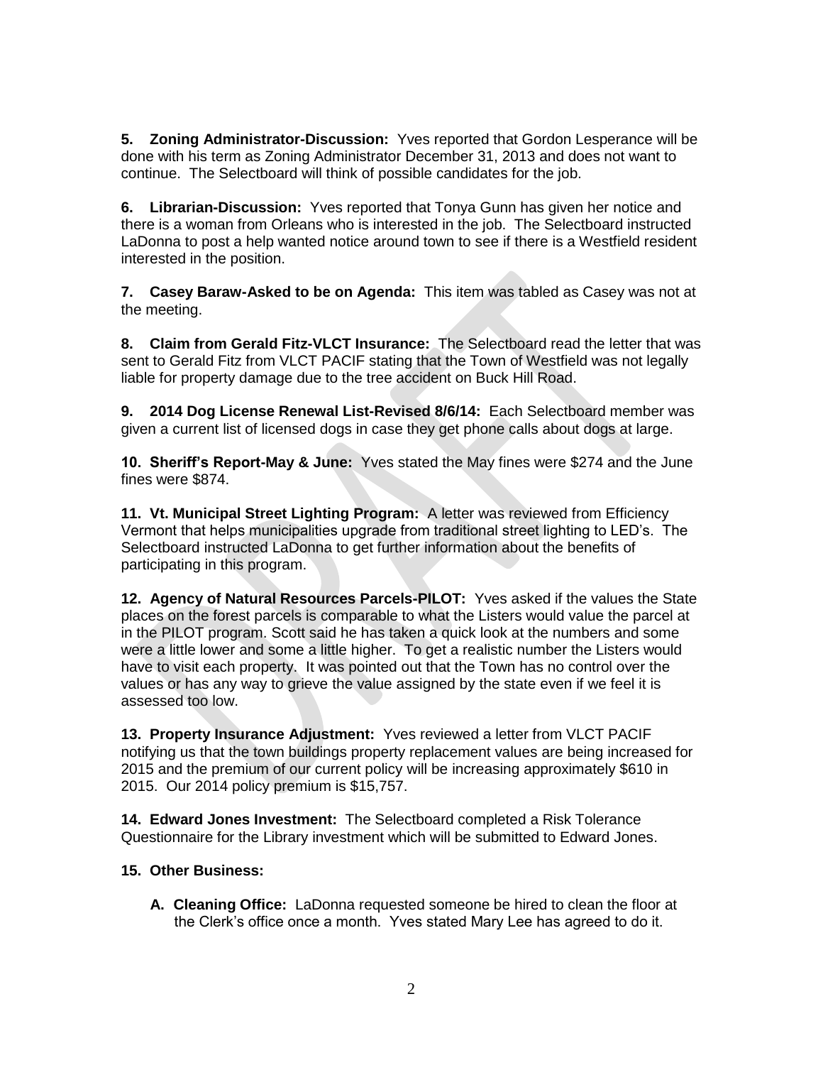**5. Zoning Administrator-Discussion:** Yves reported that Gordon Lesperance will be done with his term as Zoning Administrator December 31, 2013 and does not want to continue. The Selectboard will think of possible candidates for the job.

**6. Librarian-Discussion:** Yves reported that Tonya Gunn has given her notice and there is a woman from Orleans who is interested in the job. The Selectboard instructed LaDonna to post a help wanted notice around town to see if there is a Westfield resident interested in the position.

**7. Casey Baraw-Asked to be on Agenda:** This item was tabled as Casey was not at the meeting.

**8. Claim from Gerald Fitz-VLCT Insurance:** The Selectboard read the letter that was sent to Gerald Fitz from VLCT PACIF stating that the Town of Westfield was not legally liable for property damage due to the tree accident on Buck Hill Road.

**9. 2014 Dog License Renewal List-Revised 8/6/14:** Each Selectboard member was given a current list of licensed dogs in case they get phone calls about dogs at large.

**10. Sheriff's Report-May & June:** Yves stated the May fines were $274 and the June fines were $874.

**11. Vt. Municipal Street Lighting Program:** A letter was reviewed from Efficiency Vermont that helps municipalities upgrade from traditional street lighting to LED's. The Selectboard instructed LaDonna to get further information about the benefits of participating in this program.

**12. Agency of Natural Resources Parcels-PILOT:** Yves asked if the values the State places on the forest parcels is comparable to what the Listers would value the parcel at in the PILOT program. Scott said he has taken a quick look at the numbers and some were a little lower and some a little higher. To get a realistic number the Listers would have to visit each property. It was pointed out that the Town has no control over the values or has any way to grieve the value assigned by the state even if we feel it is assessed too low.

**13. Property Insurance Adjustment:** Yves reviewed a letter from VLCT PACIF notifying us that the town buildings property replacement values are being increased for 2015 and the premium of our current policy will be increasing approximately $610 in 2015. Our 2014 policy premium is $15,757.

**14. Edward Jones Investment:** The Selectboard completed a Risk Tolerance Questionnaire for the Library investment which will be submitted to Edward Jones.

**15. Other Business:**

- **A. Cleaning Office:** LaDonna requested someone be hired to clean the floor at the Clerk's office once a month. Yves stated Mary Lee has agreed to do it.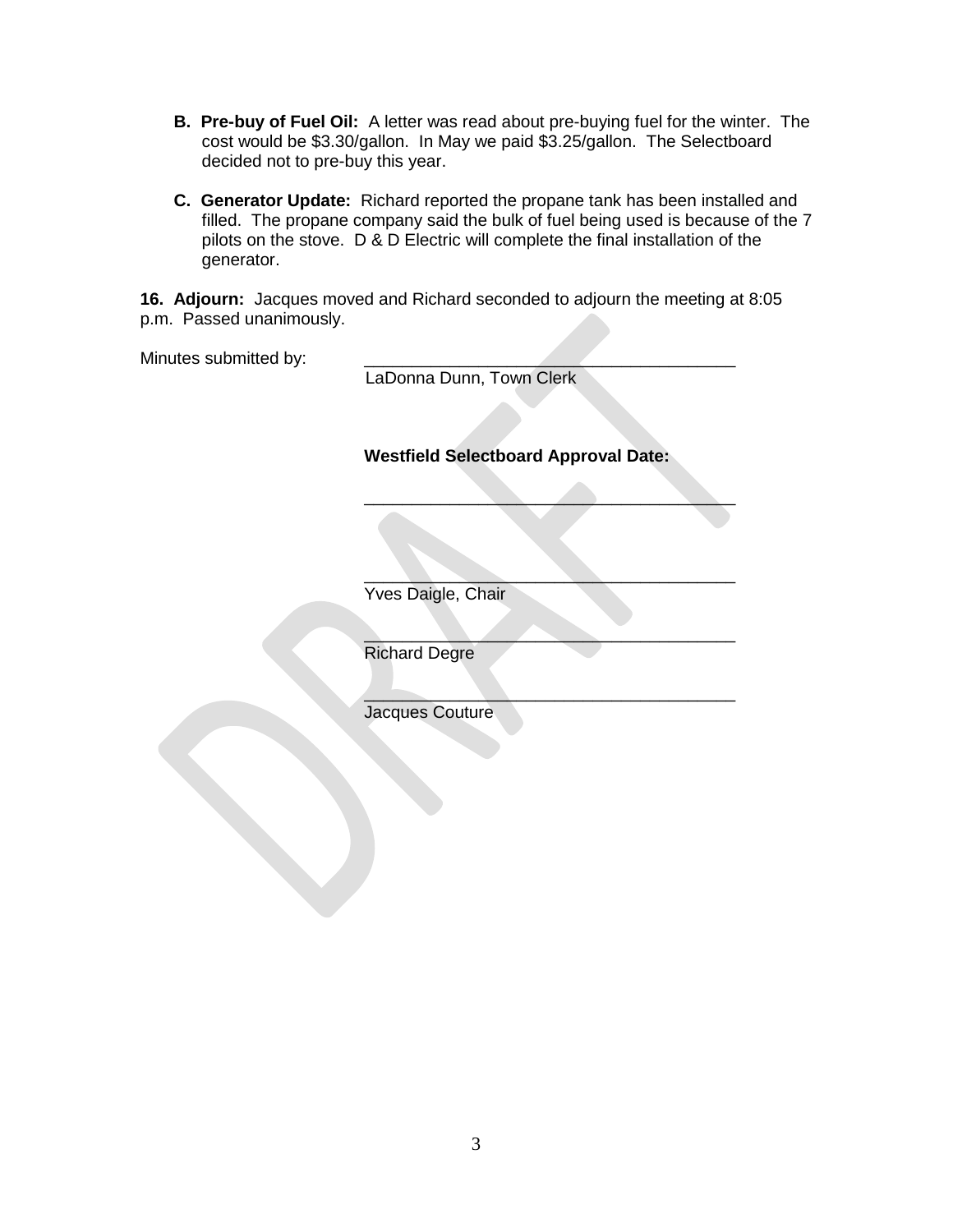**B. Pre-buy of Fuel Oil:** A letter was read about pre-buying fuel for the winter. The cost would be $3.30/gallon. In May we paid $3.25/gallon. The Selectboard decided not to pre-buy this year.

**C. Generator Update:** Richard reported the propane tank has been installed and filled. The propane company said the bulk of fuel being used is because of the 7 pilots on the stove. D & D Electric will complete the final installation of the generator.

**16. Adjourn:** Jacques moved and Richard seconded to adjourn the meeting at 8:05 p.m. Passed unanimously.

Minutes submitted by: \_\_\_\_\_\_\_\_\_\_\_\_\_\_\_\_\_\_\_\_\_\_\_\_\_\_\_\_\_\_\_\_\_\_\_\_\_\_\_\_
LaDonna Dunn, Town Clerk

**Westfield Selectboard Approval Date:**

\_\_\_\_\_\_\_\_\_\_\_\_\_\_\_\_\_\_\_\_\_\_\_\_\_\_\_\_\_\_\_\_\_\_\_\_\_\_\_\_

\_\_\_\_\_\_\_\_\_\_\_\_\_\_\_\_\_\_\_\_\_\_\_\_\_\_\_\_\_\_\_\_\_\_\_\_\_\_\_\_
Yves Daigle, Chair

\_\_\_\_\_\_\_\_\_\_\_\_\_\_\_\_\_\_\_\_\_\_\_\_\_\_\_\_\_\_\_\_\_\_\_\_\_\_\_\_
Richard Degre

\_\_\_\_\_\_\_\_\_\_\_\_\_\_\_\_\_\_\_\_\_\_\_\_\_\_\_\_\_\_\_\_\_\_\_\_\_\_\_\_
Jacques Couture

DRAFT